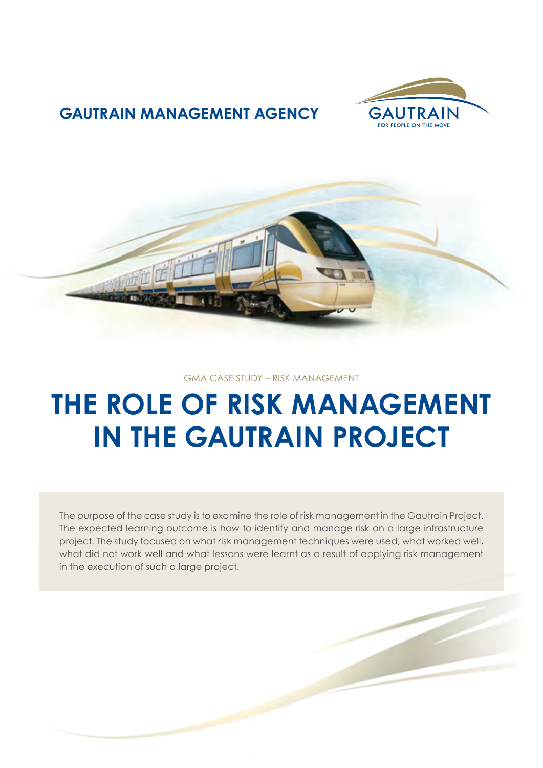**GAUTRAIN MANAGEMENT AGENCY**

GAUTRAIN
FOR PEOPLE ON THE MOVE

GMA CASE STUDY – RISK MANAGEMENT

# THE ROLE OF RISK MANAGEMENT IN THE GAUTRAIN PROJECT

The purpose of the case study is to examine the role of risk management in the Gautrain Project. The expected learning outcome is how to identify and manage risk on a large infrastructure project. The study focused on what risk management techniques were used, what worked well, what did not work well and what lessons were learnt as a result of applying risk management in the execution of such a large project.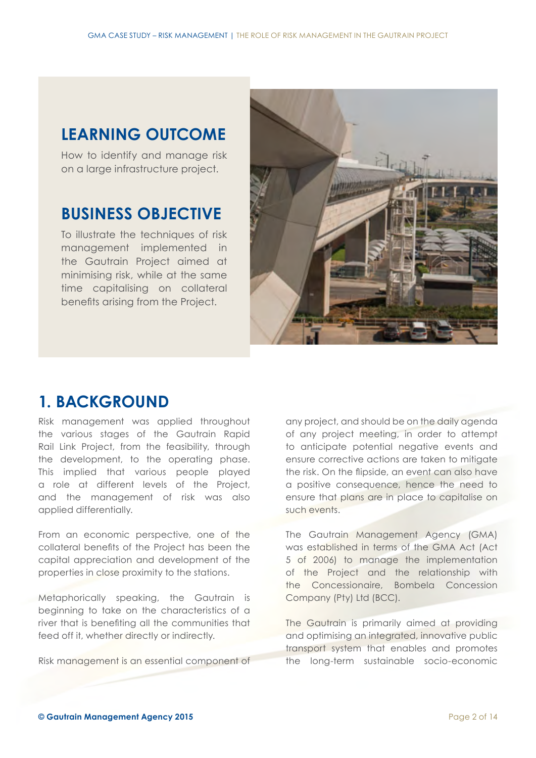## LEARNING OUTCOME

How to identify and manage risk on a large infrastructure project.

## BUSINESS OBJECTIVE

To illustrate the techniques of risk management implemented in the Gautrain Project aimed at minimising risk, while at the same time capitalising on collateral benefits arising from the Project.

# 1. BACKGROUND

Risk management was applied throughout the various stages of the Gautrain Rapid Rail Link Project, from the feasibility, through the development, to the operating phase. This implied that various people played a role at different levels of the Project, and the management of risk was also applied differentially.

From an economic perspective, one of the collateral benefits of the Project has been the capital appreciation and development of the properties in close proximity to the stations.

Metaphorically speaking, the Gautrain is beginning to take on the characteristics of a river that is benefiting all the communities that feed off it, whether directly or indirectly.

Risk management is an essential component of any project, and should be on the daily agenda of any project meeting, in order to attempt to anticipate potential negative events and ensure corrective actions are taken to mitigate the risk. On the flipside, an event can also have a positive consequence, hence the need to ensure that plans are in place to capitalise on such events.

The Gautrain Management Agency (GMA) was established in terms of the GMA Act (Act 5 of 2006) to manage the implementation of the Project and the relationship with the Concessionaire, Bombela Concession Company (Pty) Ltd (BCC).

The Gautrain is primarily aimed at providing and optimising an integrated, innovative public transport system that enables and promotes the long-term sustainable socio-economic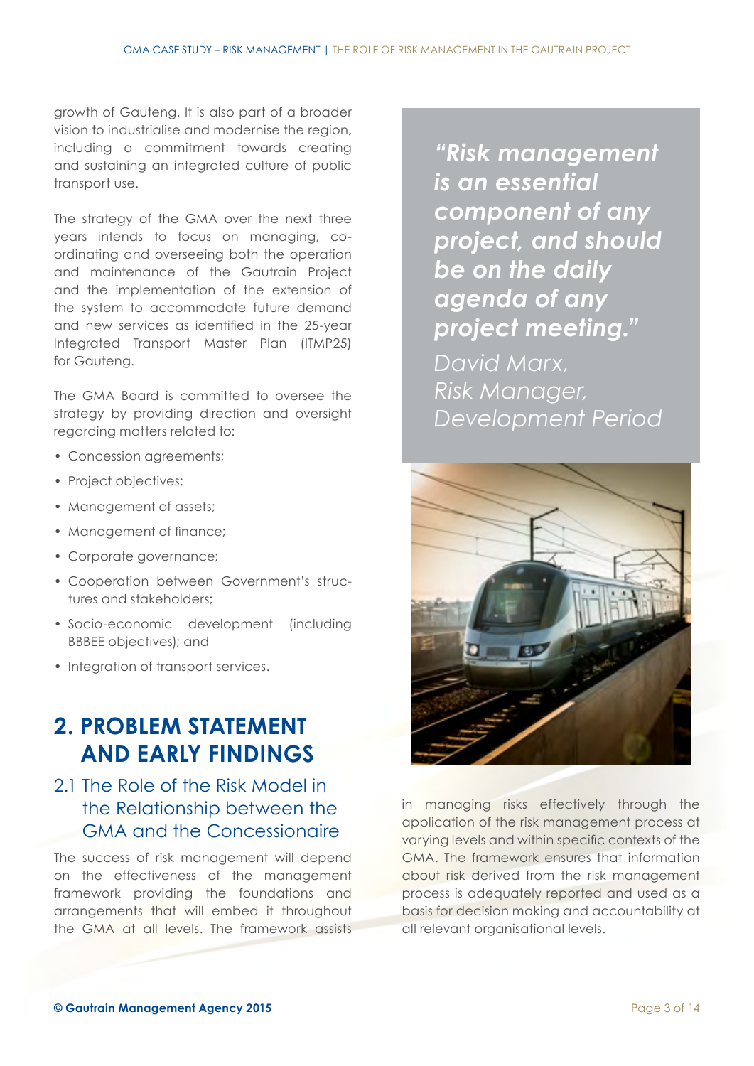growth of Gauteng. It is also part of a broader vision to industrialise and modernise the region, including a commitment towards creating and sustaining an integrated culture of public transport use.

The strategy of the GMA over the next three years intends to focus on managing, co-ordinating and overseeing both the operation and maintenance of the Gautrain Project and the implementation of the extension of the system to accommodate future demand and new services as identified in the 25-year Integrated Transport Master Plan (ITMP25) for Gauteng.

The GMA Board is committed to oversee the strategy by providing direction and oversight regarding matters related to:

- Concession agreements;
- Project objectives;
- Management of assets;
- Management of finance;
- Corporate governance;
- Cooperation between Government's structures and stakeholders;
- Socio-economic development (including BBBEE objectives); and
- Integration of transport services.

> ***"Risk management is an essential component of any project, and should be on the daily agenda of any project meeting."***
>
> *David Marx, Risk Manager, Development Period*

## 2. PROBLEM STATEMENT AND EARLY FINDINGS

### 2.1 The Role of the Risk Model in the Relationship between the GMA and the Concessionaire

The success of risk management will depend on the effectiveness of the management framework providing the foundations and arrangements that will embed it throughout the GMA at all levels. The framework assists in managing risks effectively through the application of the risk management process at varying levels and within specific contexts of the GMA. The framework ensures that information about risk derived from the risk management process is adequately reported and used as a basis for decision making and accountability at all relevant organisational levels.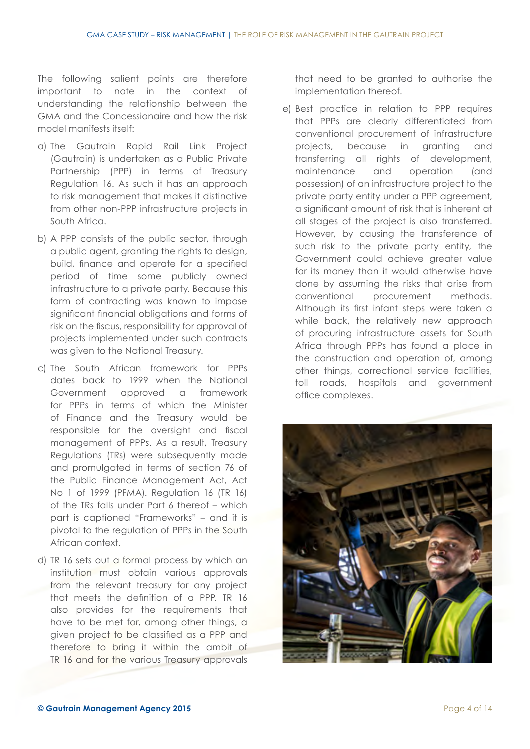The following salient points are therefore important to note in the context of understanding the relationship between the GMA and the Concessionaire and how the risk model manifests itself:

a) The Gautrain Rapid Rail Link Project (Gautrain) is undertaken as a Public Private Partnership (PPP) in terms of Treasury Regulation 16. As such it has an approach to risk management that makes it distinctive from other non-PPP infrastructure projects in South Africa.

b) A PPP consists of the public sector, through a public agent, granting the rights to design, build, finance and operate for a specified period of time some publicly owned infrastructure to a private party. Because this form of contracting was known to impose significant financial obligations and forms of risk on the fiscus, responsibility for approval of projects implemented under such contracts was given to the National Treasury.

c) The South African framework for PPPs dates back to 1999 when the National Government approved a framework for PPPs in terms of which the Minister of Finance and the Treasury would be responsible for the oversight and fiscal management of PPPs. As a result, Treasury Regulations (TRs) were subsequently made and promulgated in terms of section 76 of the Public Finance Management Act, Act No 1 of 1999 (PFMA). Regulation 16 (TR 16) of the TRs falls under Part 6 thereof – which part is captioned "Frameworks" – and it is pivotal to the regulation of PPPs in the South African context.

d) TR 16 sets out a formal process by which an institution must obtain various approvals from the relevant treasury for any project that meets the definition of a PPP. TR 16 also provides for the requirements that have to be met for, among other things, a given project to be classified as a PPP and therefore to bring it within the ambit of TR 16 and for the various Treasury approvals that need to be granted to authorise the implementation thereof.

e) Best practice in relation to PPP requires that PPPs are clearly differentiated from conventional procurement of infrastructure projects, because in granting and transferring all rights of development, maintenance and operation (and possession) of an infrastructure project to the private party entity under a PPP agreement, a significant amount of risk that is inherent at all stages of the project is also transferred. However, by causing the transference of such risk to the private party entity, the Government could achieve greater value for its money than it would otherwise have done by assuming the risks that arise from conventional procurement methods. Although its first infant steps were taken a while back, the relatively new approach of procuring infrastructure assets for South Africa through PPPs has found a place in the construction and operation of, among other things, correctional service facilities, toll roads, hospitals and government office complexes.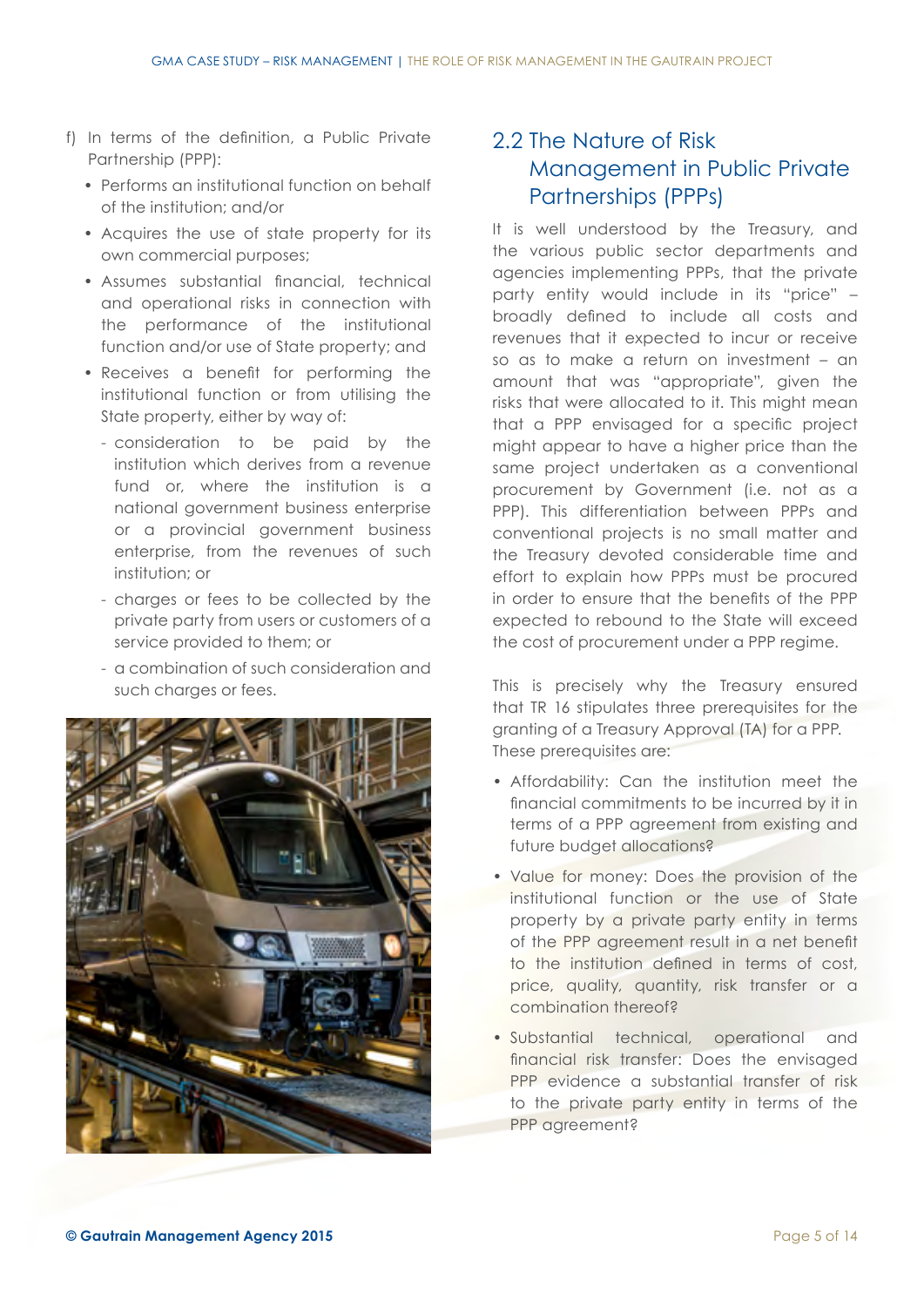f) In terms of the definition, a Public Private Partnership (PPP):

- Performs an institutional function on behalf of the institution; and/or
- Acquires the use of state property for its own commercial purposes;
- Assumes substantial financial, technical and operational risks in connection with the performance of the institutional function and/or use of State property; and
- Receives a benefit for performing the institutional function or from utilising the State property, either by way of:
  - consideration to be paid by the institution which derives from a revenue fund or, where the institution is a national government business enterprise or a provincial government business enterprise, from the revenues of such institution; or
  - charges or fees to be collected by the private party from users or customers of a service provided to them; or
  - a combination of such consideration and such charges or fees.

## 2.2 The Nature of Risk Management in Public Private Partnerships (PPPs)

It is well understood by the Treasury, and the various public sector departments and agencies implementing PPPs, that the private party entity would include in its "price" – broadly defined to include all costs and revenues that it expected to incur or receive so as to make a return on investment – an amount that was "appropriate", given the risks that were allocated to it. This might mean that a PPP envisaged for a specific project might appear to have a higher price than the same project undertaken as a conventional procurement by Government (i.e. not as a PPP). This differentiation between PPPs and conventional projects is no small matter and the Treasury devoted considerable time and effort to explain how PPPs must be procured in order to ensure that the benefits of the PPP expected to rebound to the State will exceed the cost of procurement under a PPP regime.

This is precisely why the Treasury ensured that TR 16 stipulates three prerequisites for the granting of a Treasury Approval (TA) for a PPP. These prerequisites are:

- Affordability: Can the institution meet the financial commitments to be incurred by it in terms of a PPP agreement from existing and future budget allocations?
- Value for money: Does the provision of the institutional function or the use of State property by a private party entity in terms of the PPP agreement result in a net benefit to the institution defined in terms of cost, price, quality, quantity, risk transfer or a combination thereof?
- Substantial technical, operational and financial risk transfer: Does the envisaged PPP evidence a substantial transfer of risk to the private party entity in terms of the PPP agreement?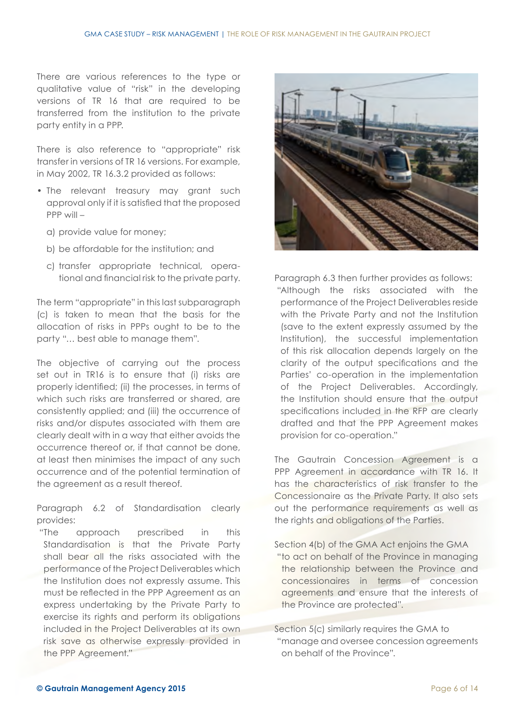There are various references to the type or qualitative value of "risk" in the developing versions of TR 16 that are required to be transferred from the institution to the private party entity in a PPP.

There is also reference to "appropriate" risk transfer in versions of TR 16 versions. For example, in May 2002, TR 16.3.2 provided as follows:

- The relevant treasury may grant such approval only if it is satisfied that the proposed PPP will –
  - a) provide value for money;
  - b) be affordable for the institution; and
  - c) transfer appropriate technical, operational and financial risk to the private party.

The term "appropriate" in this last subparagraph (c) is taken to mean that the basis for the allocation of risks in PPPs ought to be to the party "… best able to manage them".

The objective of carrying out the process set out in TR16 is to ensure that (i) risks are properly identified; (ii) the processes, in terms of which such risks are transferred or shared, are consistently applied; and (iii) the occurrence of risks and/or disputes associated with them are clearly dealt with in a way that either avoids the occurrence thereof or, if that cannot be done, at least then minimises the impact of any such occurrence and of the potential termination of the agreement as a result thereof.

Paragraph 6.2 of Standardisation clearly provides:

> "The approach prescribed in this Standardisation is that the Private Party shall bear all the risks associated with the performance of the Project Deliverables which the Institution does not expressly assume. This must be reflected in the PPP Agreement as an express undertaking by the Private Party to exercise its rights and perform its obligations included in the Project Deliverables at its own risk save as otherwise expressly provided in the PPP Agreement."

Paragraph 6.3 then further provides as follows:

> "Although the risks associated with the performance of the Project Deliverables reside with the Private Party and not the Institution (save to the extent expressly assumed by the Institution), the successful implementation of this risk allocation depends largely on the clarity of the output specifications and the Parties' co-operation in the implementation of the Project Deliverables. Accordingly, the Institution should ensure that the output specifications included in the RFP are clearly drafted and that the PPP Agreement makes provision for co-operation."

The Gautrain Concession Agreement is a PPP Agreement in accordance with TR 16. It has the characteristics of risk transfer to the Concessionaire as the Private Party. It also sets out the performance requirements as well as the rights and obligations of the Parties.

Section 4(b) of the GMA Act enjoins the GMA

> "to act on behalf of the Province in managing the relationship between the Province and concessionaires in terms of concession agreements and ensure that the interests of the Province are protected".

Section 5(c) similarly requires the GMA to

> "manage and oversee concession agreements on behalf of the Province".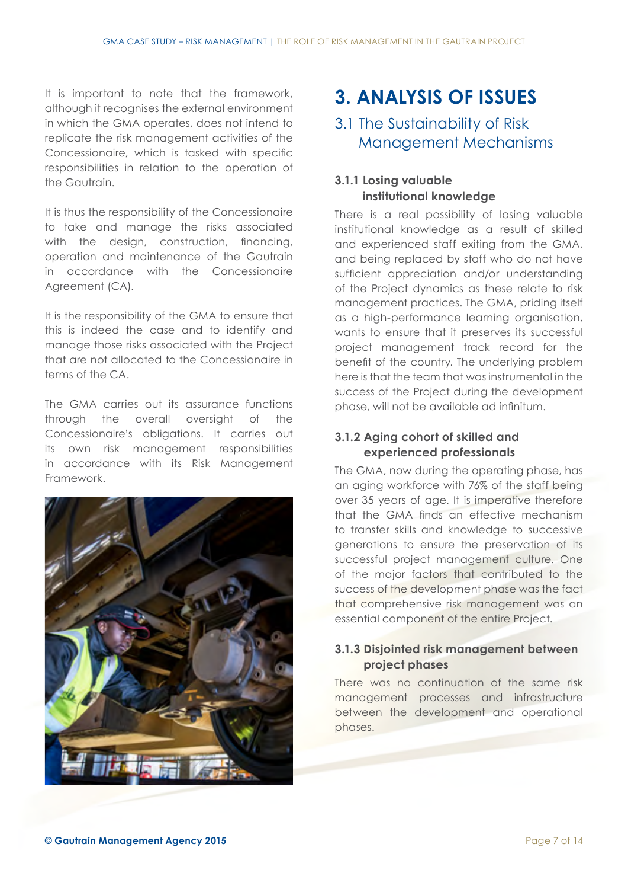It is important to note that the framework, although it recognises the external environment in which the GMA operates, does not intend to replicate the risk management activities of the Concessionaire, which is tasked with specific responsibilities in relation to the operation of the Gautrain.

It is thus the responsibility of the Concessionaire to take and manage the risks associated with the design, construction, financing, operation and maintenance of the Gautrain in accordance with the Concessionaire Agreement (CA).

It is the responsibility of the GMA to ensure that this is indeed the case and to identify and manage those risks associated with the Project that are not allocated to the Concessionaire in terms of the CA.

The GMA carries out its assurance functions through the overall oversight of the Concessionaire's obligations. It carries out its own risk management responsibilities in accordance with its Risk Management Framework.

# 3. ANALYSIS OF ISSUES

## 3.1 The Sustainability of Risk Management Mechanisms

### 3.1.1 Losing valuable institutional knowledge

There is a real possibility of losing valuable institutional knowledge as a result of skilled and experienced staff exiting from the GMA, and being replaced by staff who do not have sufficient appreciation and/or understanding of the Project dynamics as these relate to risk management practices. The GMA, priding itself as a high-performance learning organisation, wants to ensure that it preserves its successful project management track record for the benefit of the country. The underlying problem here is that the team that was instrumental in the success of the Project during the development phase, will not be available ad infinitum.

### 3.1.2 Aging cohort of skilled and experienced professionals

The GMA, now during the operating phase, has an aging workforce with 76% of the staff being over 35 years of age. It is imperative therefore that the GMA finds an effective mechanism to transfer skills and knowledge to successive generations to ensure the preservation of its successful project management culture. One of the major factors that contributed to the success of the development phase was the fact that comprehensive risk management was an essential component of the entire Project.

### 3.1.3 Disjointed risk management between project phases

There was no continuation of the same risk management processes and infrastructure between the development and operational phases.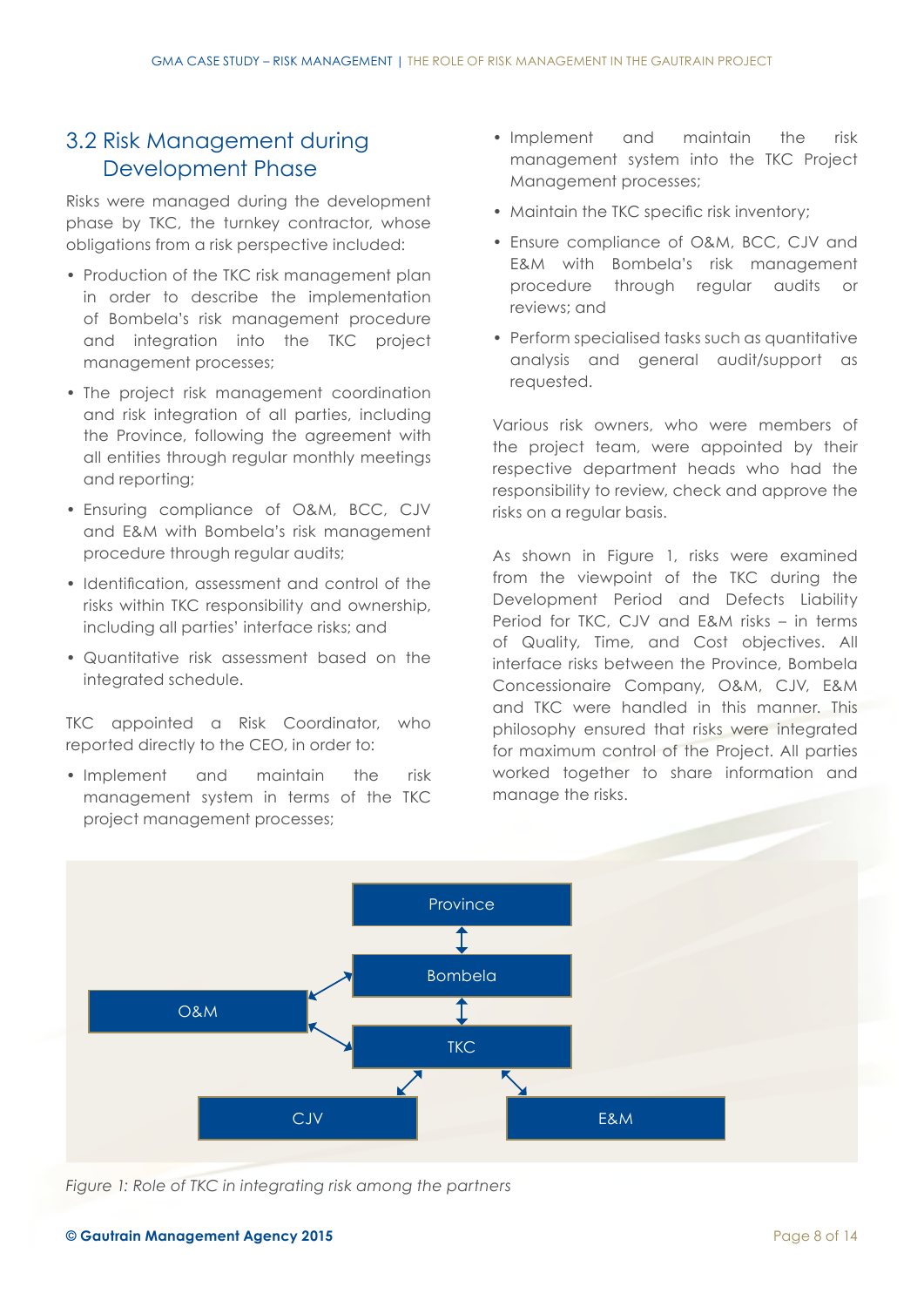## 3.2 Risk Management during Development Phase

Risks were managed during the development phase by TKC, the turnkey contractor, whose obligations from a risk perspective included:

- Production of the TKC risk management plan in order to describe the implementation of Bombela's risk management procedure and integration into the TKC project management processes;
- The project risk management coordination and risk integration of all parties, including the Province, following the agreement with all entities through regular monthly meetings and reporting;
- Ensuring compliance of O&M, BCC, CJV and E&M with Bombela's risk management procedure through regular audits;
- Identification, assessment and control of the risks within TKC responsibility and ownership, including all parties' interface risks; and
- Quantitative risk assessment based on the integrated schedule.

TKC appointed a Risk Coordinator, who reported directly to the CEO, in order to:

- Implement and maintain the risk management system in terms of the TKC project management processes;
- Implement and maintain the risk management system into the TKC Project Management processes;
- Maintain the TKC specific risk inventory;
- Ensure compliance of O&M, BCC, CJV and E&M with Bombela's risk management procedure through regular audits or reviews; and
- Perform specialised tasks such as quantitative analysis and general audit/support as requested.

Various risk owners, who were members of the project team, were appointed by their respective department heads who had the responsibility to review, check and approve the risks on a regular basis.

As shown in Figure 1, risks were examined from the viewpoint of the TKC during the Development Period and Defects Liability Period for TKC, CJV and E&M risks – in terms of Quality, Time, and Cost objectives. All interface risks between the Province, Bombela Concessionaire Company, O&M, CJV, E&M and TKC were handled in this manner. This philosophy ensured that risks were integrated for maximum control of the Project. All parties worked together to share information and manage the risks.

*Figure 1: Role of TKC in integrating risk among the partners*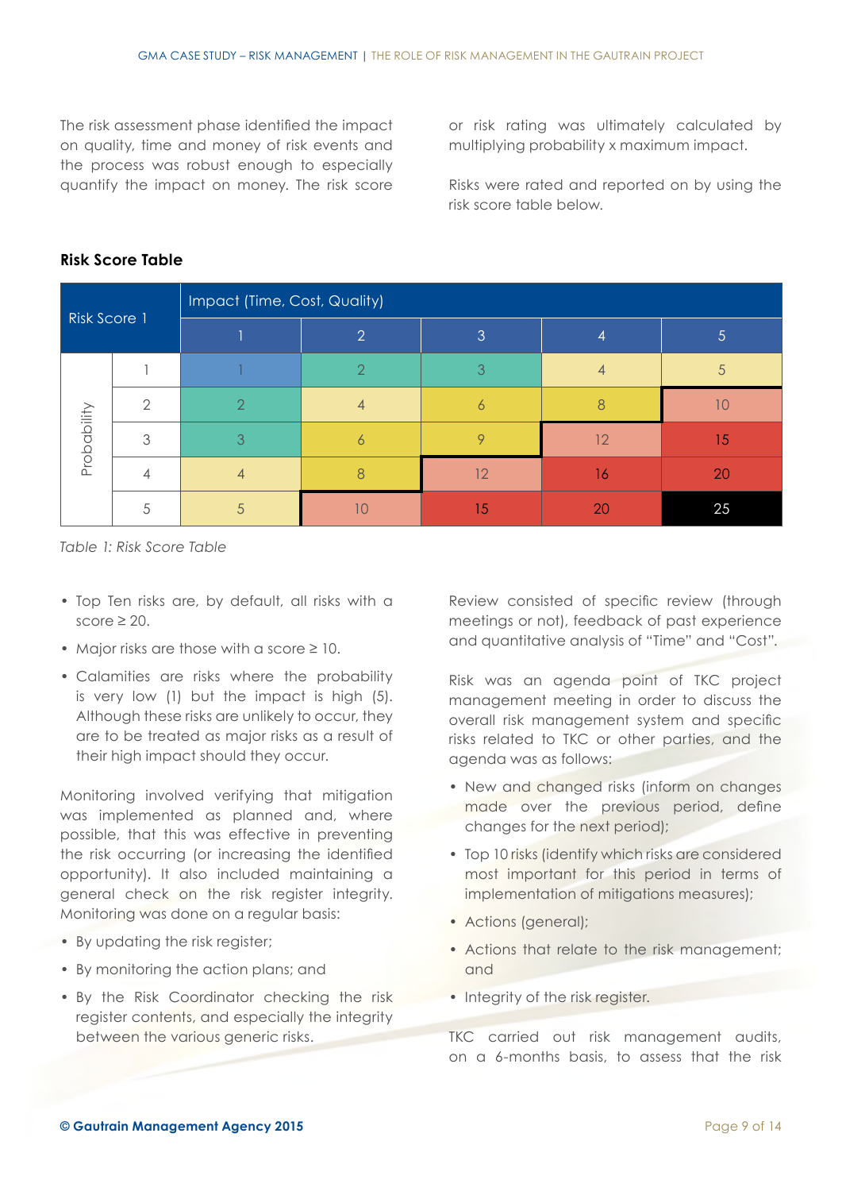The risk assessment phase identified the impact on quality, time and money of risk events and the process was robust enough to especially quantify the impact on money. The risk score or risk rating was ultimately calculated by multiplying probability x maximum impact.

Risks were rated and reported on by using the risk score table below.

**Risk Score Table**

| Risk Score 1 | | Impact (Time, Cost, Quality) | | | | |
|---|---|---|---|---|---|---|
| | | 1 | 2 | 3 | 4 | 5 |
| Probability | 1 | 1 | 2 | 3 | 4 | 5 |
| | 2 | 2 | 4 | 6 | 8 | 10 |
| | 3 | 3 | 6 | 9 | 12 | 15 |
| | 4 | 4 | 8 | 12 | 16 | 20 |
| | 5 | 5 | 10 | 15 | 20 | 25 |

*Table 1: Risk Score Table*

- Top Ten risks are, by default, all risks with a score ≥ 20.
- Major risks are those with a score ≥ 10.
- Calamities are risks where the probability is very low (1) but the impact is high (5). Although these risks are unlikely to occur, they are to be treated as major risks as a result of their high impact should they occur.

Monitoring involved verifying that mitigation was implemented as planned and, where possible, that this was effective in preventing the risk occurring (or increasing the identified opportunity). It also included maintaining a general check on the risk register integrity. Monitoring was done on a regular basis:

- By updating the risk register;
- By monitoring the action plans; and
- By the Risk Coordinator checking the risk register contents, and especially the integrity between the various generic risks.

Review consisted of specific review (through meetings or not), feedback of past experience and quantitative analysis of "Time" and "Cost".

Risk was an agenda point of TKC project management meeting in order to discuss the overall risk management system and specific risks related to TKC or other parties, and the agenda was as follows:

- New and changed risks (inform on changes made over the previous period, define changes for the next period);
- Top 10 risks (identify which risks are considered most important for this period in terms of implementation of mitigations measures);
- Actions (general);
- Actions that relate to the risk management; and
- Integrity of the risk register.

TKC carried out risk management audits, on a 6-months basis, to assess that the risk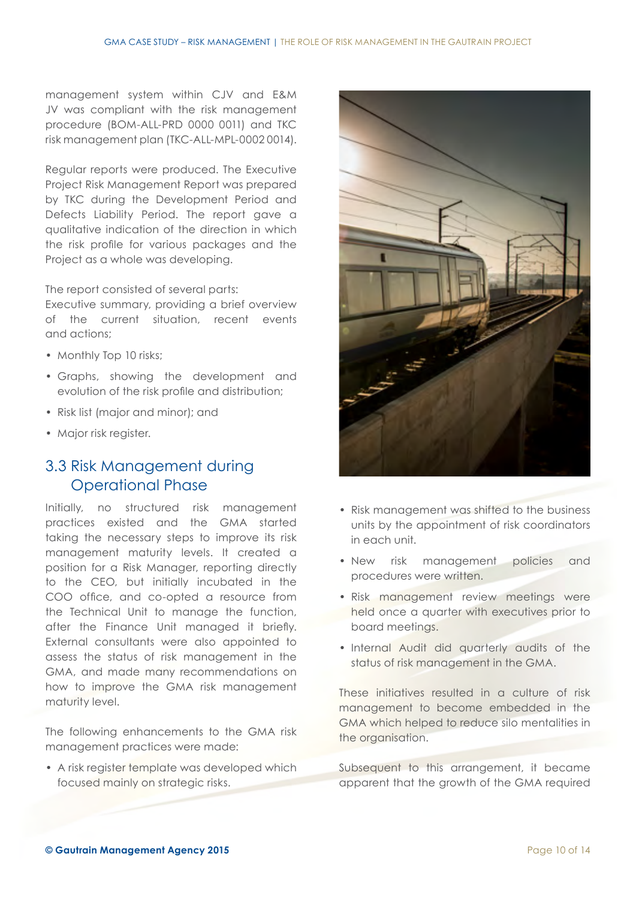management system within CJV and E&M JV was compliant with the risk management procedure (BOM-ALL-PRD 0000 0011) and TKC risk management plan (TKC-ALL-MPL-0002 0014).

Regular reports were produced. The Executive Project Risk Management Report was prepared by TKC during the Development Period and Defects Liability Period. The report gave a qualitative indication of the direction in which the risk profile for various packages and the Project as a whole was developing.

The report consisted of several parts:
Executive summary, providing a brief overview of the current situation, recent events and actions;

- Monthly Top 10 risks;
- Graphs, showing the development and evolution of the risk profile and distribution;
- Risk list (major and minor); and
- Major risk register.

## 3.3 Risk Management during Operational Phase

Initially, no structured risk management practices existed and the GMA started taking the necessary steps to improve its risk management maturity levels. It created a position for a Risk Manager, reporting directly to the CEO, but initially incubated in the COO office, and co-opted a resource from the Technical Unit to manage the function, after the Finance Unit managed it briefly. External consultants were also appointed to assess the status of risk management in the GMA, and made many recommendations on how to improve the GMA risk management maturity level.

The following enhancements to the GMA risk management practices were made:

- A risk register template was developed which focused mainly on strategic risks.
- Risk management was shifted to the business units by the appointment of risk coordinators in each unit.
- New risk management policies and procedures were written.
- Risk management review meetings were held once a quarter with executives prior to board meetings.
- Internal Audit did quarterly audits of the status of risk management in the GMA.

These initiatives resulted in a culture of risk management to become embedded in the GMA which helped to reduce silo mentalities in the organisation.

Subsequent to this arrangement, it became apparent that the growth of the GMA required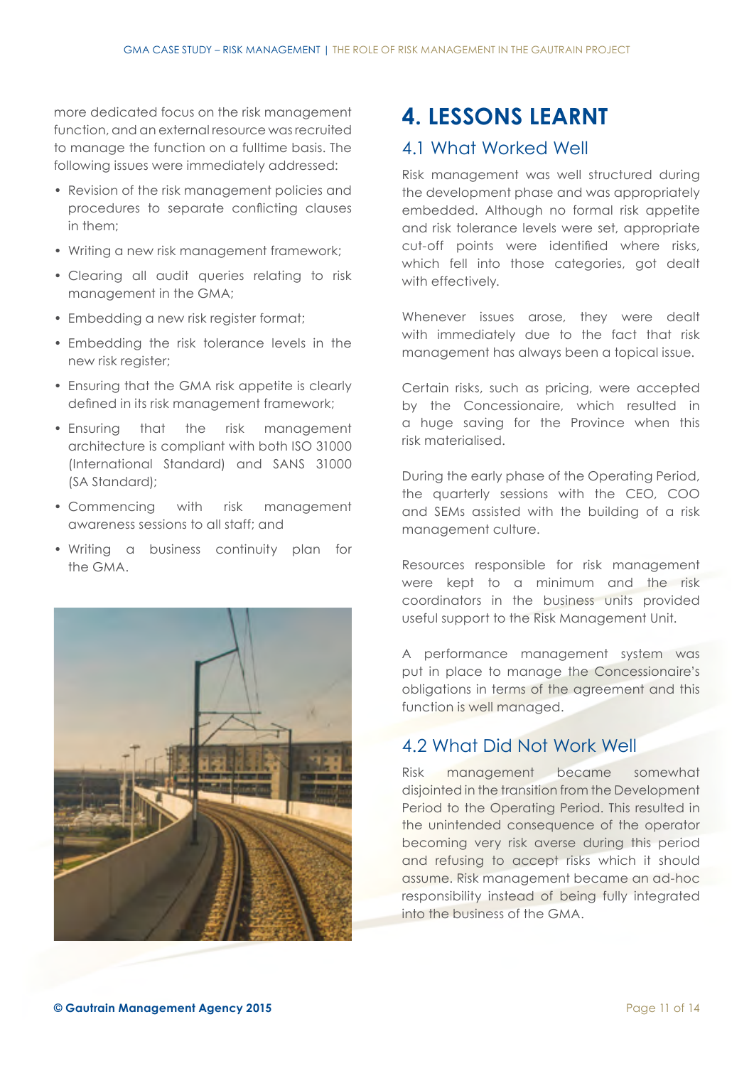more dedicated focus on the risk management function, and an external resource was recruited to manage the function on a fulltime basis. The following issues were immediately addressed:

- Revision of the risk management policies and procedures to separate conflicting clauses in them;
- Writing a new risk management framework;
- Clearing all audit queries relating to risk management in the GMA;
- Embedding a new risk register format;
- Embedding the risk tolerance levels in the new risk register;
- Ensuring that the GMA risk appetite is clearly defined in its risk management framework;
- Ensuring that the risk management architecture is compliant with both ISO 31000 (International Standard) and SANS 31000 (SA Standard);
- Commencing with risk management awareness sessions to all staff; and
- Writing a business continuity plan for the GMA.

# 4. LESSONS LEARNT

## 4.1 What Worked Well

Risk management was well structured during the development phase and was appropriately embedded. Although no formal risk appetite and risk tolerance levels were set, appropriate cut-off points were identified where risks, which fell into those categories, got dealt with effectively.

Whenever issues arose, they were dealt with immediately due to the fact that risk management has always been a topical issue.

Certain risks, such as pricing, were accepted by the Concessionaire, which resulted in a huge saving for the Province when this risk materialised.

During the early phase of the Operating Period, the quarterly sessions with the CEO, COO and SEMs assisted with the building of a risk management culture.

Resources responsible for risk management were kept to a minimum and the risk coordinators in the business units provided useful support to the Risk Management Unit.

A performance management system was put in place to manage the Concessionaire's obligations in terms of the agreement and this function is well managed.

## 4.2 What Did Not Work Well

Risk management became somewhat disjointed in the transition from the Development Period to the Operating Period. This resulted in the unintended consequence of the operator becoming very risk averse during this period and refusing to accept risks which it should assume. Risk management became an ad-hoc responsibility instead of being fully integrated into the business of the GMA.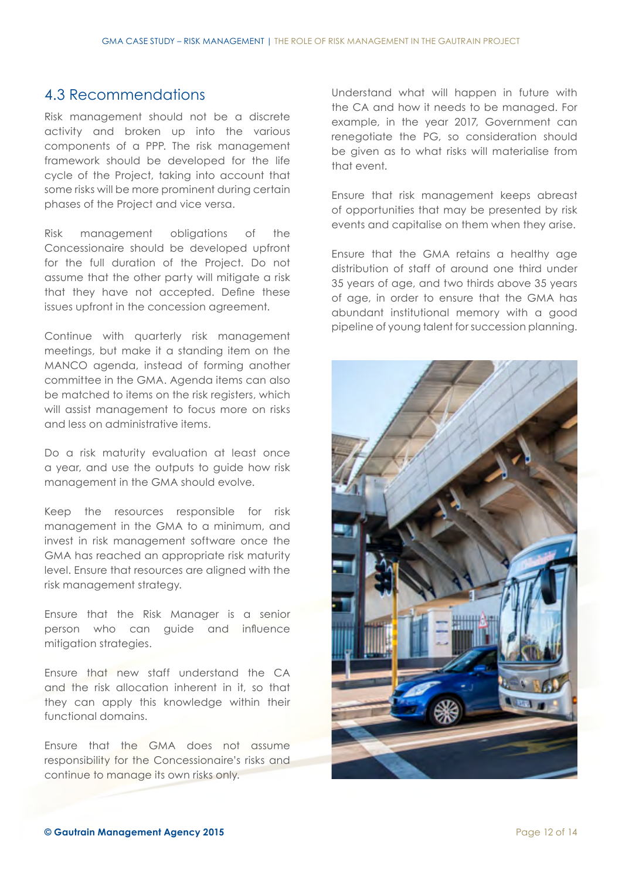## 4.3 Recommendations

Risk management should not be a discrete activity and broken up into the various components of a PPP. The risk management framework should be developed for the life cycle of the Project, taking into account that some risks will be more prominent during certain phases of the Project and vice versa.

Risk management obligations of the Concessionaire should be developed upfront for the full duration of the Project. Do not assume that the other party will mitigate a risk that they have not accepted. Define these issues upfront in the concession agreement.

Continue with quarterly risk management meetings, but make it a standing item on the MANCO agenda, instead of forming another committee in the GMA. Agenda items can also be matched to items on the risk registers, which will assist management to focus more on risks and less on administrative items.

Do a risk maturity evaluation at least once a year, and use the outputs to guide how risk management in the GMA should evolve.

Keep the resources responsible for risk management in the GMA to a minimum, and invest in risk management software once the GMA has reached an appropriate risk maturity level. Ensure that resources are aligned with the risk management strategy.

Ensure that the Risk Manager is a senior person who can guide and influence mitigation strategies.

Ensure that new staff understand the CA and the risk allocation inherent in it, so that they can apply this knowledge within their functional domains.

Ensure that the GMA does not assume responsibility for the Concessionaire's risks and continue to manage its own risks only.

Understand what will happen in future with the CA and how it needs to be managed. For example, in the year 2017, Government can renegotiate the PG, so consideration should be given as to what risks will materialise from that event.

Ensure that risk management keeps abreast of opportunities that may be presented by risk events and capitalise on them when they arise.

Ensure that the GMA retains a healthy age distribution of staff of around one third under 35 years of age, and two thirds above 35 years of age, in order to ensure that the GMA has abundant institutional memory with a good pipeline of young talent for succession planning.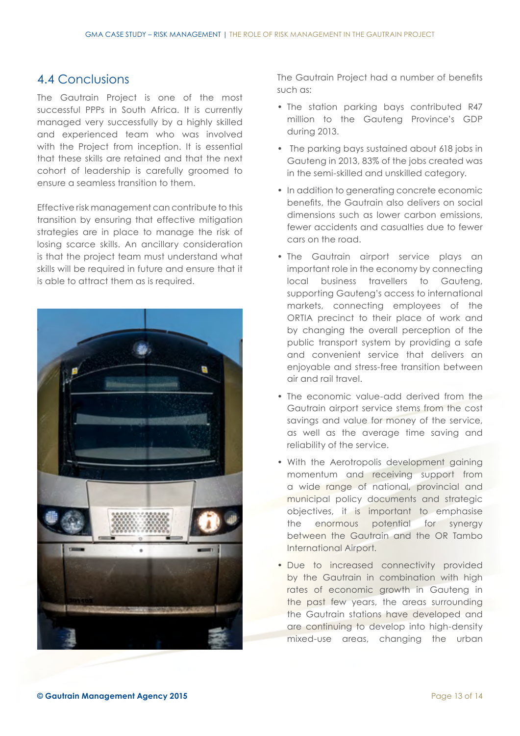## 4.4 Conclusions

The Gautrain Project is one of the most successful PPPs in South Africa. It is currently managed very successfully by a highly skilled and experienced team who was involved with the Project from inception. It is essential that these skills are retained and that the next cohort of leadership is carefully groomed to ensure a seamless transition to them.

Effective risk management can contribute to this transition by ensuring that effective mitigation strategies are in place to manage the risk of losing scarce skills. An ancillary consideration is that the project team must understand what skills will be required in future and ensure that it is able to attract them as is required.

The Gautrain Project had a number of benefits such as:

- The station parking bays contributed R47 million to the Gauteng Province's GDP during 2013.
- The parking bays sustained about 618 jobs in Gauteng in 2013, 83% of the jobs created was in the semi-skilled and unskilled category.
- In addition to generating concrete economic benefits, the Gautrain also delivers on social dimensions such as lower carbon emissions, fewer accidents and casualties due to fewer cars on the road.
- The Gautrain airport service plays an important role in the economy by connecting local business travellers to Gauteng, supporting Gauteng's access to international markets, connecting employees of the ORTIA precinct to their place of work and by changing the overall perception of the public transport system by providing a safe and convenient service that delivers an enjoyable and stress-free transition between air and rail travel.
- The economic value-add derived from the Gautrain airport service stems from the cost savings and value for money of the service, as well as the average time saving and reliability of the service.
- With the Aerotropolis development gaining momentum and receiving support from a wide range of national, provincial and municipal policy documents and strategic objectives, it is important to emphasise the enormous potential for synergy between the Gautrain and the OR Tambo International Airport.
- Due to increased connectivity provided by the Gautrain in combination with high rates of economic growth in Gauteng in the past few years, the areas surrounding the Gautrain stations have developed and are continuing to develop into high-density mixed-use areas, changing the urban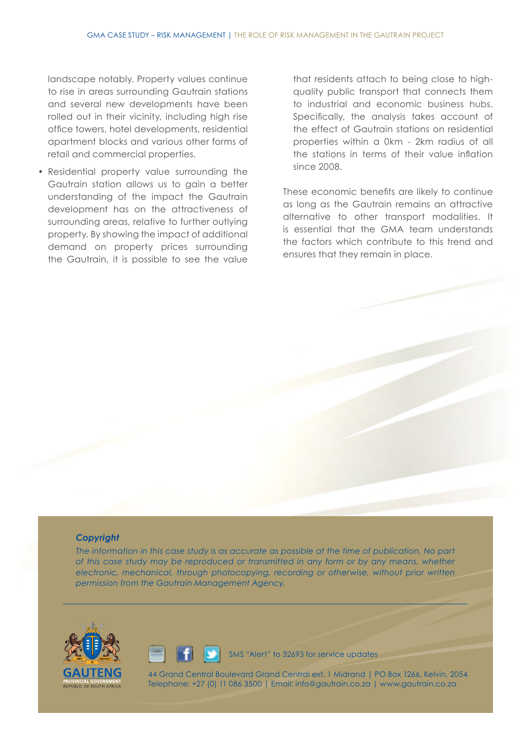landscape notably. Property values continue to rise in areas surrounding Gautrain stations and several new developments have been rolled out in their vicinity, including high rise office towers, hotel developments, residential apartment blocks and various other forms of retail and commercial properties.

- Residential property value surrounding the Gautrain station allows us to gain a better understanding of the impact the Gautrain development has on the attractiveness of surrounding areas, relative to further outlying property. By showing the impact of additional demand on property prices surrounding the Gautrain, it is possible to see the value that residents attach to being close to high-quality public transport that connects them to industrial and economic business hubs. Specifically, the analysis takes account of the effect of Gautrain stations on residential properties within a 0km - 2km radius of all the stations in terms of their value inflation since 2008.

These economic benefits are likely to continue as long as the Gautrain remains an attractive alternative to other transport modalities. It is essential that the GMA team understands the factors which contribute to this trend and ensures that they remain in place.

***Copyright***

*The information in this case study is as accurate as possible at the time of publication. No part of this case study may be reproduced or transmitted in any form or by any means, whether electronic, mechanical, through photocopying, recording or otherwise, without prior written permission from the Gautrain Management Agency.*

GAUTENG PROVINCIAL GOVERNMENT
REPUBLIC OF SOUTH AFRICA

SMS "Alert" to 32693 for service updates

44 Grand Central Boulevard Grand Central ext. 1 Midrand | PO Box 1266, Kelvin, 2054
Telephone: +27 (0) 11 086 3500 | Email: info@gautrain.co.za | www.gautrain.co.za